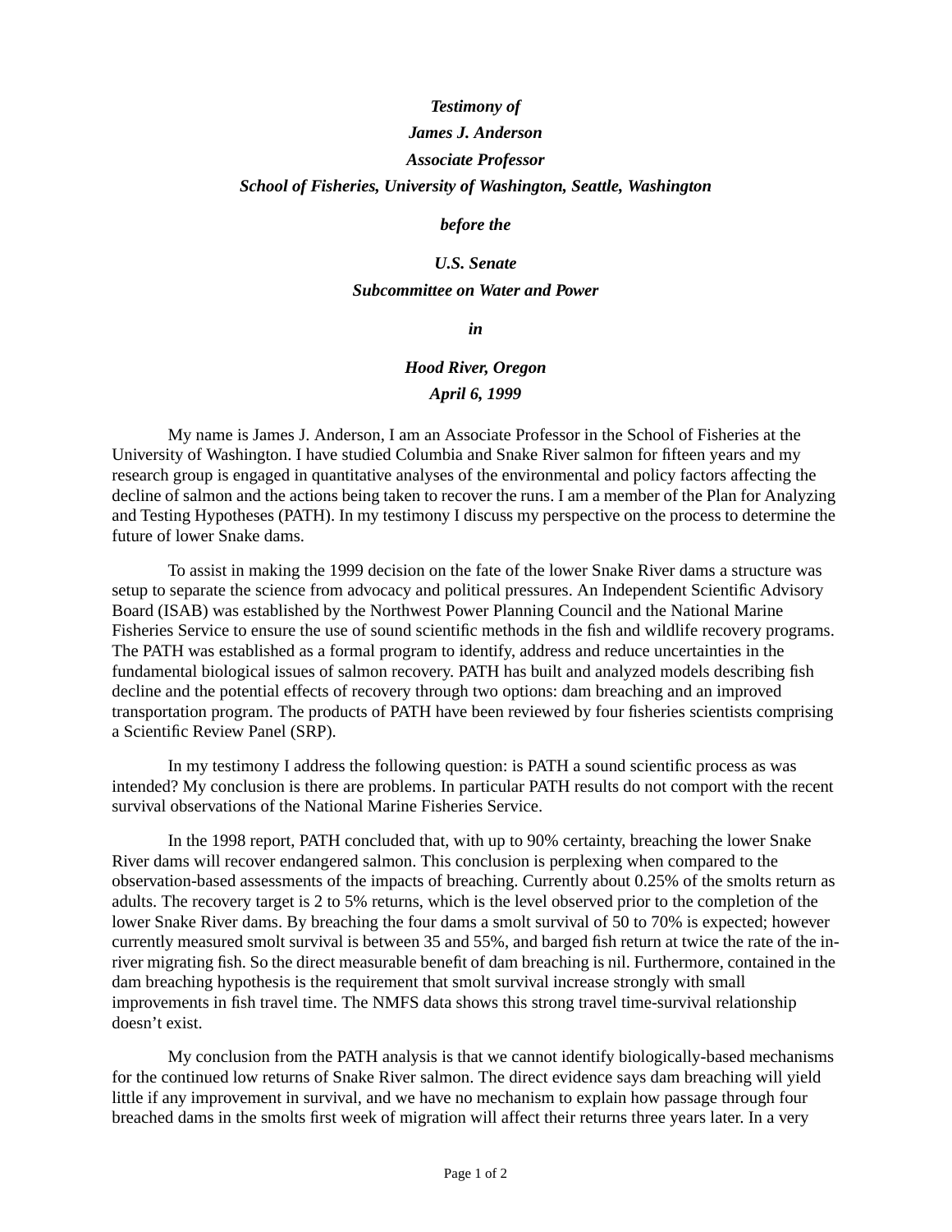***Testimony of***

***James J. Anderson***

***Associate Professor***

***School of Fisheries, University of Washington, Seattle, Washington***

***before the***

***U.S. Senate***

***Subcommittee on Water and Power***

***in***

***Hood River, Oregon***

***April 6, 1999***

My name is James J. Anderson, I am an Associate Professor in the School of Fisheries at the University of Washington. I have studied Columbia and Snake River salmon for fifteen years and my research group is engaged in quantitative analyses of the environmental and policy factors affecting the decline of salmon and the actions being taken to recover the runs. I am a member of the Plan for Analyzing and Testing Hypotheses (PATH). In my testimony I discuss my perspective on the process to determine the future of lower Snake dams.

To assist in making the 1999 decision on the fate of the lower Snake River dams a structure was setup to separate the science from advocacy and political pressures. An Independent Scientific Advisory Board (ISAB) was established by the Northwest Power Planning Council and the National Marine Fisheries Service to ensure the use of sound scientific methods in the fish and wildlife recovery programs. The PATH was established as a formal program to identify, address and reduce uncertainties in the fundamental biological issues of salmon recovery. PATH has built and analyzed models describing fish decline and the potential effects of recovery through two options: dam breaching and an improved transportation program. The products of PATH have been reviewed by four fisheries scientists comprising a Scientific Review Panel (SRP).

In my testimony I address the following question: is PATH a sound scientific process as was intended? My conclusion is there are problems. In particular PATH results do not comport with the recent survival observations of the National Marine Fisheries Service.

In the 1998 report, PATH concluded that, with up to 90% certainty, breaching the lower Snake River dams will recover endangered salmon. This conclusion is perplexing when compared to the observation-based assessments of the impacts of breaching. Currently about 0.25% of the smolts return as adults. The recovery target is 2 to 5% returns, which is the level observed prior to the completion of the lower Snake River dams. By breaching the four dams a smolt survival of 50 to 70% is expected; however currently measured smolt survival is between 35 and 55%, and barged fish return at twice the rate of the in-river migrating fish. So the direct measurable benefit of dam breaching is nil. Furthermore, contained in the dam breaching hypothesis is the requirement that smolt survival increase strongly with small improvements in fish travel time. The NMFS data shows this strong travel time-survival relationship doesn't exist.

My conclusion from the PATH analysis is that we cannot identify biologically-based mechanisms for the continued low returns of Snake River salmon. The direct evidence says dam breaching will yield little if any improvement in survival, and we have no mechanism to explain how passage through four breached dams in the smolts first week of migration will affect their returns three years later. In a very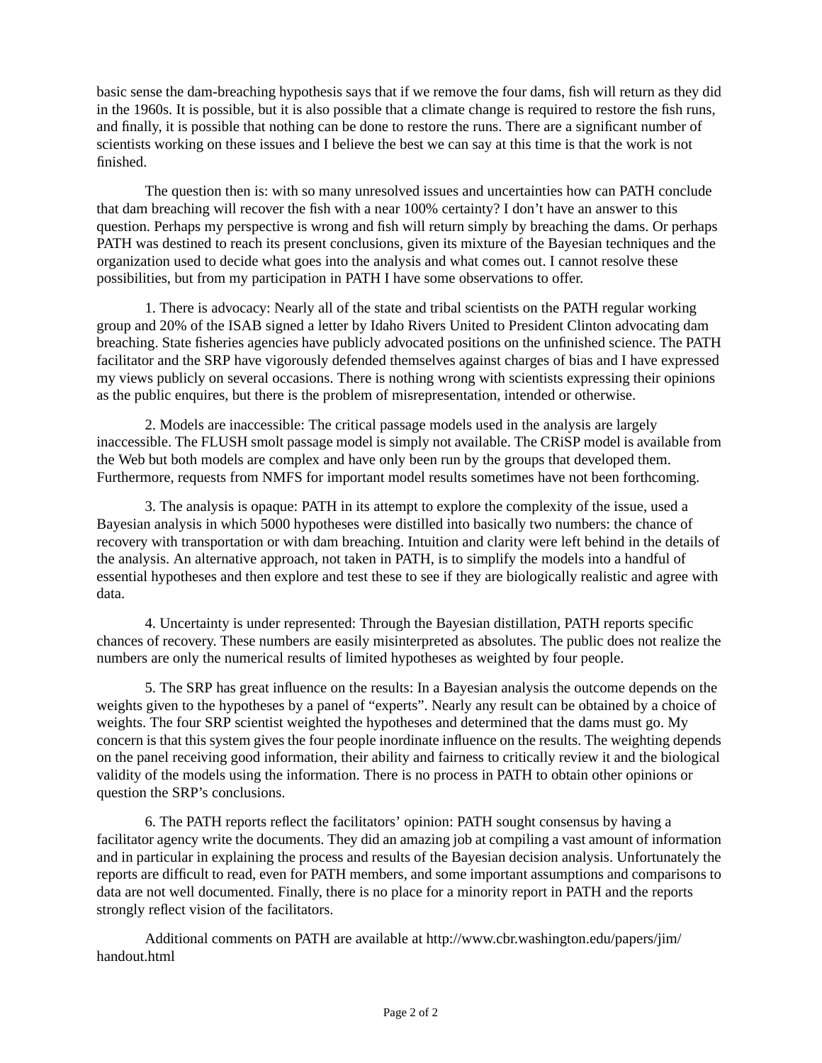basic sense the dam-breaching hypothesis says that if we remove the four dams, fish will return as they did in the 1960s. It is possible, but it is also possible that a climate change is required to restore the fish runs, and finally, it is possible that nothing can be done to restore the runs. There are a significant number of scientists working on these issues and I believe the best we can say at this time is that the work is not finished.

The question then is: with so many unresolved issues and uncertainties how can PATH conclude that dam breaching will recover the fish with a near 100% certainty? I don't have an answer to this question. Perhaps my perspective is wrong and fish will return simply by breaching the dams. Or perhaps PATH was destined to reach its present conclusions, given its mixture of the Bayesian techniques and the organization used to decide what goes into the analysis and what comes out. I cannot resolve these possibilities, but from my participation in PATH I have some observations to offer.

1. There is advocacy: Nearly all of the state and tribal scientists on the PATH regular working group and 20% of the ISAB signed a letter by Idaho Rivers United to President Clinton advocating dam breaching. State fisheries agencies have publicly advocated positions on the unfinished science. The PATH facilitator and the SRP have vigorously defended themselves against charges of bias and I have expressed my views publicly on several occasions. There is nothing wrong with scientists expressing their opinions as the public enquires, but there is the problem of misrepresentation, intended or otherwise.

2. Models are inaccessible: The critical passage models used in the analysis are largely inaccessible. The FLUSH smolt passage model is simply not available. The CRiSP model is available from the Web but both models are complex and have only been run by the groups that developed them. Furthermore, requests from NMFS for important model results sometimes have not been forthcoming.

3. The analysis is opaque: PATH in its attempt to explore the complexity of the issue, used a Bayesian analysis in which 5000 hypotheses were distilled into basically two numbers: the chance of recovery with transportation or with dam breaching. Intuition and clarity were left behind in the details of the analysis. An alternative approach, not taken in PATH, is to simplify the models into a handful of essential hypotheses and then explore and test these to see if they are biologically realistic and agree with data.

4. Uncertainty is under represented: Through the Bayesian distillation, PATH reports specific chances of recovery. These numbers are easily misinterpreted as absolutes. The public does not realize the numbers are only the numerical results of limited hypotheses as weighted by four people.

5. The SRP has great influence on the results: In a Bayesian analysis the outcome depends on the weights given to the hypotheses by a panel of "experts". Nearly any result can be obtained by a choice of weights. The four SRP scientist weighted the hypotheses and determined that the dams must go. My concern is that this system gives the four people inordinate influence on the results. The weighting depends on the panel receiving good information, their ability and fairness to critically review it and the biological validity of the models using the information. There is no process in PATH to obtain other opinions or question the SRP's conclusions.

6. The PATH reports reflect the facilitators' opinion: PATH sought consensus by having a facilitator agency write the documents. They did an amazing job at compiling a vast amount of information and in particular in explaining the process and results of the Bayesian decision analysis. Unfortunately the reports are difficult to read, even for PATH members, and some important assumptions and comparisons to data are not well documented. Finally, there is no place for a minority report in PATH and the reports strongly reflect vision of the facilitators.

Additional comments on PATH are available at http://www.cbr.washington.edu/papers/jim/handout.html